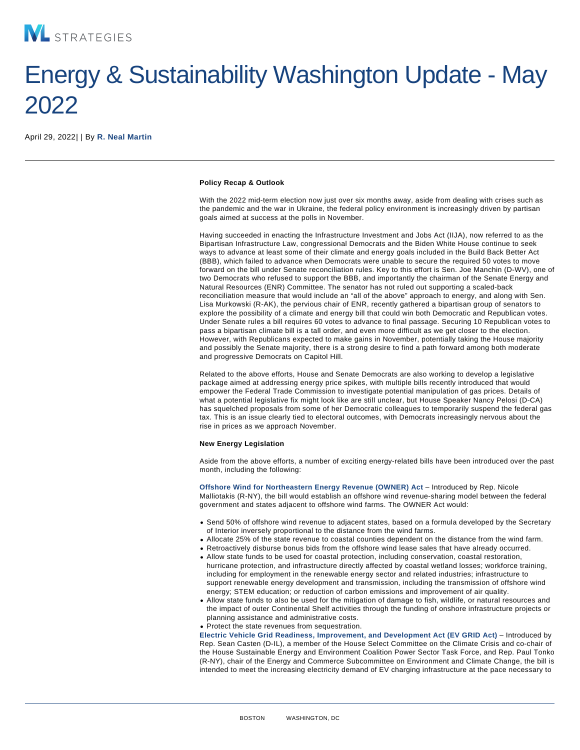# Energy & Sustainability Washington Update - May 2022

April 29, 2022| | By **R. Neal Martin**

**Policy Recap & Outlook**

With the 2022 mid-term election now just over six months away, aside from dealing with crises such as the pandemic and the war in Ukraine, the federal policy environment is increasingly driven by partisan goals aimed at success at the polls in November.

Having succeeded in enacting the Infrastructure Investment and Jobs Act (IIJA), now referred to as the Bipartisan Infrastructure Law, congressional Democrats and the Biden White House continue to seek ways to advance at least some of their climate and energy goals included in the Build Back Better Act (BBB), which failed to advance when Democrats were unable to secure the required 50 votes to move forward on the bill under Senate reconciliation rules. Key to this effort is Sen. Joe Manchin (D-WV), one of two Democrats who refused to support the BBB, and importantly the chairman of the Senate Energy and Natural Resources (ENR) Committee. The senator has not ruled out supporting a scaled-back reconciliation measure that would include an "all of the above" approach to energy, and along with Sen. Lisa Murkowski (R-AK), the pervious chair of ENR, recently gathered a bipartisan group of senators to explore the possibility of a climate and energy bill that could win both Democratic and Republican votes. Under Senate rules a bill requires 60 votes to advance to final passage. Securing 10 Republican votes to pass a bipartisan climate bill is a tall order, and even more difficult as we get closer to the election. However, with Republicans expected to make gains in November, potentially taking the House majority and possibly the Senate majority, there is a strong desire to find a path forward among both moderate and progressive Democrats on Capitol Hill.

Related to the above efforts, House and Senate Democrats are also working to develop a legislative package aimed at addressing energy price spikes, with multiple bills recently introduced that would empower the Federal Trade Commission to investigate potential manipulation of gas prices. Details of what a potential legislative fix might look like are still unclear, but House Speaker Nancy Pelosi (D-CA) has squelched proposals from some of her Democratic colleagues to temporarily suspend the federal gas tax. This is an issue clearly tied to electoral outcomes, with Democrats increasingly nervous about the rise in prices as we approach November.

**New Energy Legislation**

Aside from the above efforts, a number of exciting energy-related bills have been introduced over the past month, including the following:

**Offshore Wind for Northeastern Energy Revenue (OWNER) Act** – Introduced by Rep. Nicole Malliotakis (R-NY), the bill would establish an offshore wind revenue-sharing model between the federal government and states adjacent to offshore wind farms. The OWNER Act would:

- Send 50% of offshore wind revenue to adjacent states, based on a formula developed by the Secretary of Interior inversely proportional to the distance from the wind farms.
- Allocate 25% of the state revenue to coastal counties dependent on the distance from the wind farm.
- Retroactively disburse bonus bids from the offshore wind lease sales that have already occurred.
- Allow state funds to be used for coastal protection, including conservation, coastal restoration, hurricane protection, and infrastructure directly affected by coastal wetland losses; workforce training, including for employment in the renewable energy sector and related industries; infrastructure to support renewable energy development and transmission, including the transmission of offshore wind energy; STEM education; or reduction of carbon emissions and improvement of air quality.
- Allow state funds to also be used for the mitigation of damage to fish, wildlife, or natural resources and the impact of outer Continental Shelf activities through the funding of onshore infrastructure projects or planning assistance and administrative costs.
- Protect the state revenues from sequestration.

**Electric Vehicle Grid Readiness, Improvement, and Development Act (EV GRID Act)** – Introduced by Rep. Sean Casten (D-IL), a member of the House Select Committee on the Climate Crisis and co-chair of the House Sustainable Energy and Environment Coalition Power Sector Task Force, and Rep. Paul Tonko (R-NY), chair of the Energy and Commerce Subcommittee on Environment and Climate Change, the bill is intended to meet the increasing electricity demand of EV charging infrastructure at the pace necessary to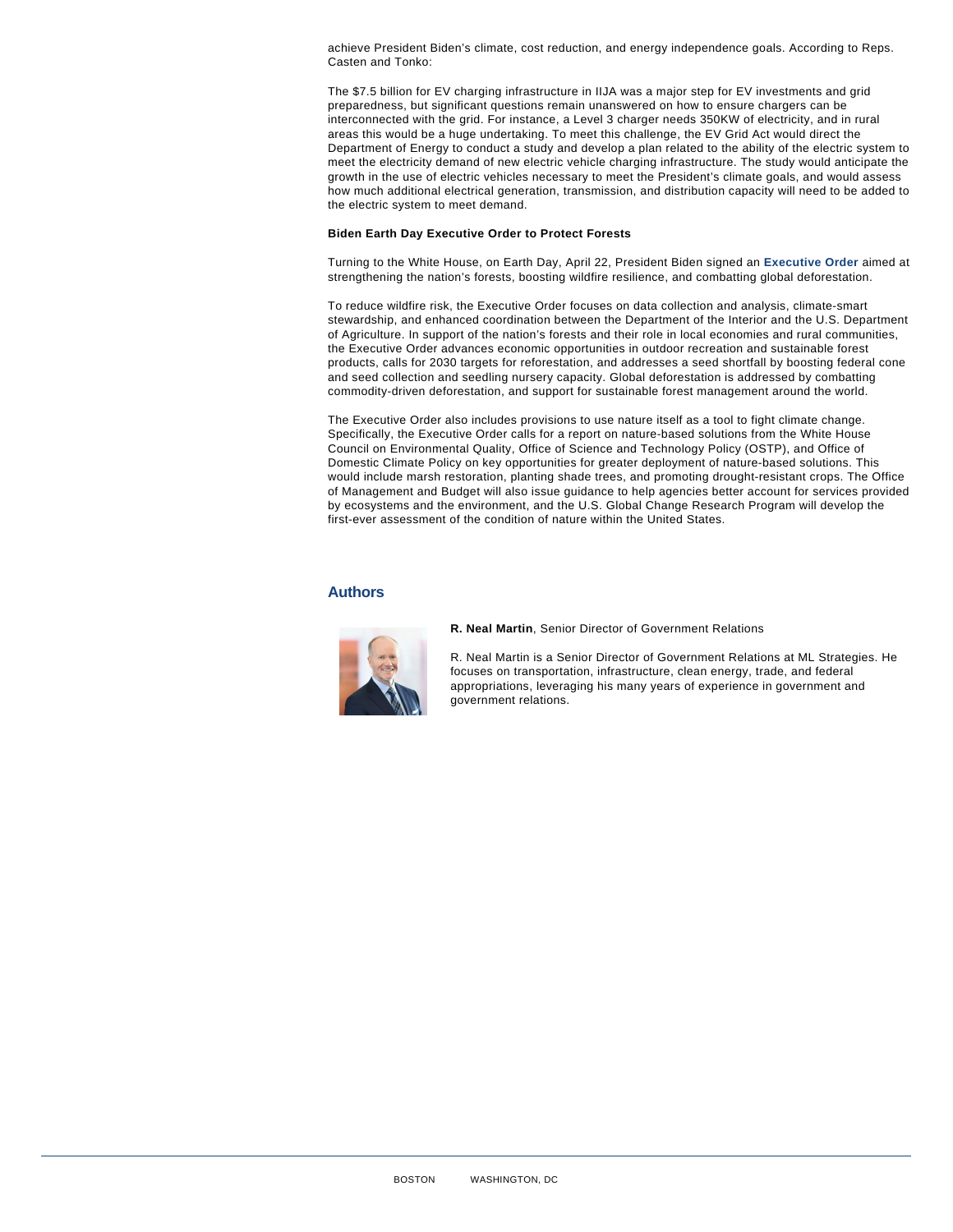achieve President Biden's climate, cost reduction, and energy independence goals. According to Reps. Casten and Tonko:

The $7.5 billion for EV charging infrastructure in IIJA was a major step for EV investments and grid preparedness, but significant questions remain unanswered on how to ensure chargers can be interconnected with the grid. For instance, a Level 3 charger needs 350KW of electricity, and in rural areas this would be a huge undertaking. To meet this challenge, the EV Grid Act would direct the Department of Energy to conduct a study and develop a plan related to the ability of the electric system to meet the electricity demand of new electric vehicle charging infrastructure. The study would anticipate the growth in the use of electric vehicles necessary to meet the President's climate goals, and would assess how much additional electrical generation, transmission, and distribution capacity will need to be added to the electric system to meet demand.

**Biden Earth Day Executive Order to Protect Forests**

Turning to the White House, on Earth Day, April 22, President Biden signed an **Executive Order** aimed at strengthening the nation's forests, boosting wildfire resilience, and combatting global deforestation.

To reduce wildfire risk, the Executive Order focuses on data collection and analysis, climate-smart stewardship, and enhanced coordination between the Department of the Interior and the U.S. Department of Agriculture. In support of the nation's forests and their role in local economies and rural communities, the Executive Order advances economic opportunities in outdoor recreation and sustainable forest products, calls for 2030 targets for reforestation, and addresses a seed shortfall by boosting federal cone and seed collection and seedling nursery capacity. Global deforestation is addressed by combatting commodity-driven deforestation, and support for sustainable forest management around the world.

The Executive Order also includes provisions to use nature itself as a tool to fight climate change. Specifically, the Executive Order calls for a report on nature-based solutions from the White House Council on Environmental Quality, Office of Science and Technology Policy (OSTP), and Office of Domestic Climate Policy on key opportunities for greater deployment of nature-based solutions. This would include marsh restoration, planting shade trees, and promoting drought-resistant crops. The Office of Management and Budget will also issue guidance to help agencies better account for services provided by ecosystems and the environment, and the U.S. Global Change Research Program will develop the first-ever assessment of the condition of nature within the United States.

## Authors

**R. Neal Martin**, Senior Director of Government Relations

R. Neal Martin is a Senior Director of Government Relations at ML Strategies. He focuses on transportation, infrastructure, clean energy, trade, and federal appropriations, leveraging his many years of experience in government and government relations.

BOSTON WASHINGTON, DC